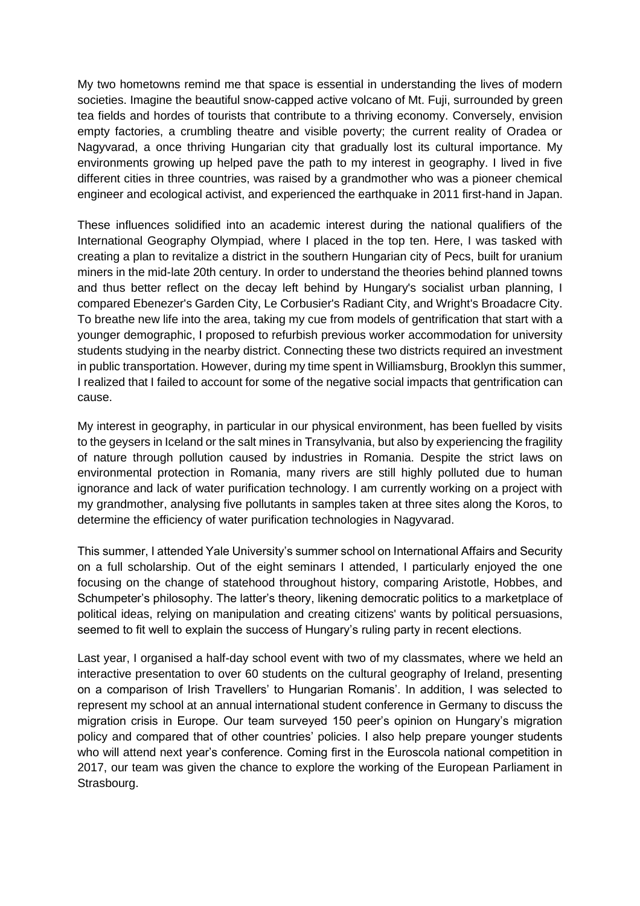My two hometowns remind me that space is essential in understanding the lives of modern societies. Imagine the beautiful snow-capped active volcano of Mt. Fuji, surrounded by green tea fields and hordes of tourists that contribute to a thriving economy. Conversely, envision empty factories, a crumbling theatre and visible poverty; the current reality of Oradea or Nagyvarad, a once thriving Hungarian city that gradually lost its cultural importance. My environments growing up helped pave the path to my interest in geography. I lived in five different cities in three countries, was raised by a grandmother who was a pioneer chemical engineer and ecological activist, and experienced the earthquake in 2011 first-hand in Japan.

These influences solidified into an academic interest during the national qualifiers of the International Geography Olympiad, where I placed in the top ten. Here, I was tasked with creating a plan to revitalize a district in the southern Hungarian city of Pecs, built for uranium miners in the mid-late 20th century. In order to understand the theories behind planned towns and thus better reflect on the decay left behind by Hungary's socialist urban planning, I compared Ebenezer's Garden City, Le Corbusier's Radiant City, and Wright's Broadacre City. To breathe new life into the area, taking my cue from models of gentrification that start with a younger demographic, I proposed to refurbish previous worker accommodation for university students studying in the nearby district. Connecting these two districts required an investment in public transportation. However, during my time spent in Williamsburg, Brooklyn this summer, I realized that I failed to account for some of the negative social impacts that gentrification can cause.

My interest in geography, in particular in our physical environment, has been fuelled by visits to the geysers in Iceland or the salt mines in Transylvania, but also by experiencing the fragility of nature through pollution caused by industries in Romania. Despite the strict laws on environmental protection in Romania, many rivers are still highly polluted due to human ignorance and lack of water purification technology. I am currently working on a project with my grandmother, analysing five pollutants in samples taken at three sites along the Koros, to determine the efficiency of water purification technologies in Nagyvarad.

This summer, I attended Yale University's summer school on International Affairs and Security on a full scholarship. Out of the eight seminars I attended, I particularly enjoyed the one focusing on the change of statehood throughout history, comparing Aristotle, Hobbes, and Schumpeter's philosophy. The latter's theory, likening democratic politics to a marketplace of political ideas, relying on manipulation and creating citizens' wants by political persuasions, seemed to fit well to explain the success of Hungary's ruling party in recent elections.

Last year, I organised a half-day school event with two of my classmates, where we held an interactive presentation to over 60 students on the cultural geography of Ireland, presenting on a comparison of Irish Travellers' to Hungarian Romanis'. In addition, I was selected to represent my school at an annual international student conference in Germany to discuss the migration crisis in Europe. Our team surveyed 150 peer's opinion on Hungary's migration policy and compared that of other countries' policies. I also help prepare younger students who will attend next year's conference. Coming first in the Euroscola national competition in 2017, our team was given the chance to explore the working of the European Parliament in Strasbourg.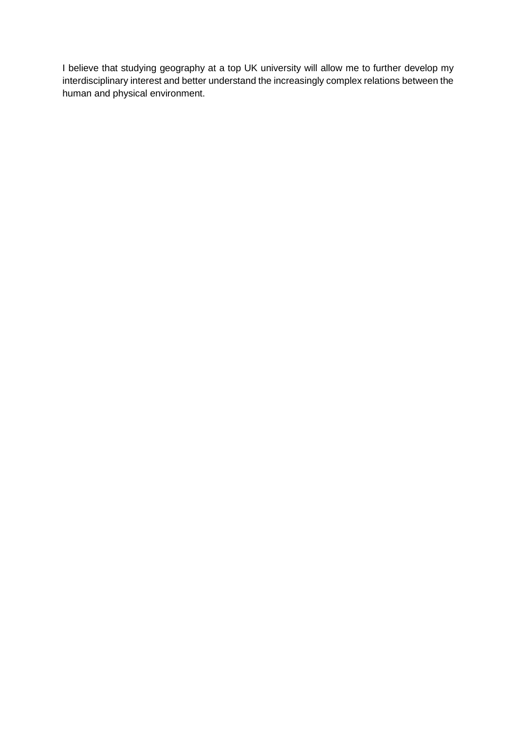I believe that studying geography at a top UK university will allow me to further develop my interdisciplinary interest and better understand the increasingly complex relations between the human and physical environment.